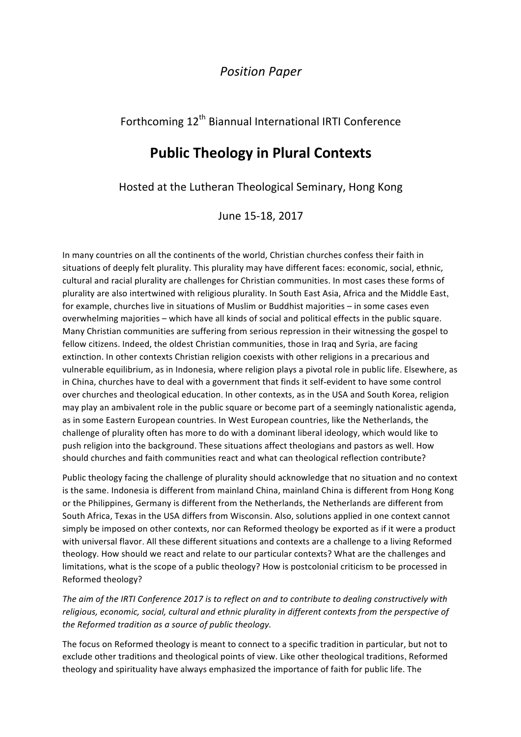*Position Paper*

Forthcoming 12th Biannual International IRTI Conference

# Public Theology in Plural Contexts

Hosted at the Lutheran Theological Seminary, Hong Kong

June 15-18, 2017

In many countries on all the continents of the world, Christian churches confess their faith in situations of deeply felt plurality. This plurality may have different faces: economic, social, ethnic, cultural and racial plurality are challenges for Christian communities. In most cases these forms of plurality are also intertwined with religious plurality. In South East Asia, Africa and the Middle East, for example, churches live in situations of Muslim or Buddhist majorities – in some cases even overwhelming majorities – which have all kinds of social and political effects in the public square. Many Christian communities are suffering from serious repression in their witnessing the gospel to fellow citizens. Indeed, the oldest Christian communities, those in Iraq and Syria, are facing extinction. In other contexts Christian religion coexists with other religions in a precarious and vulnerable equilibrium, as in Indonesia, where religion plays a pivotal role in public life. Elsewhere, as in China, churches have to deal with a government that finds it self-evident to have some control over churches and theological education. In other contexts, as in the USA and South Korea, religion may play an ambivalent role in the public square or become part of a seemingly nationalistic agenda, as in some Eastern European countries. In West European countries, like the Netherlands, the challenge of plurality often has more to do with a dominant liberal ideology, which would like to push religion into the background. These situations affect theologians and pastors as well. How should churches and faith communities react and what can theological reflection contribute?

Public theology facing the challenge of plurality should acknowledge that no situation and no context is the same. Indonesia is different from mainland China, mainland China is different from Hong Kong or the Philippines, Germany is different from the Netherlands, the Netherlands are different from South Africa, Texas in the USA differs from Wisconsin. Also, solutions applied in one context cannot simply be imposed on other contexts, nor can Reformed theology be exported as if it were a product with universal flavor. All these different situations and contexts are a challenge to a living Reformed theology. How should we react and relate to our particular contexts? What are the challenges and limitations, what is the scope of a public theology? How is postcolonial criticism to be processed in Reformed theology?

*The aim of the IRTI Conference 2017 is to reflect on and to contribute to dealing constructively with religious, economic, social, cultural and ethnic plurality in different contexts from the perspective of the Reformed tradition as a source of public theology.*

The focus on Reformed theology is meant to connect to a specific tradition in particular, but not to exclude other traditions and theological points of view. Like other theological traditions, Reformed theology and spirituality have always emphasized the importance of faith for public life. The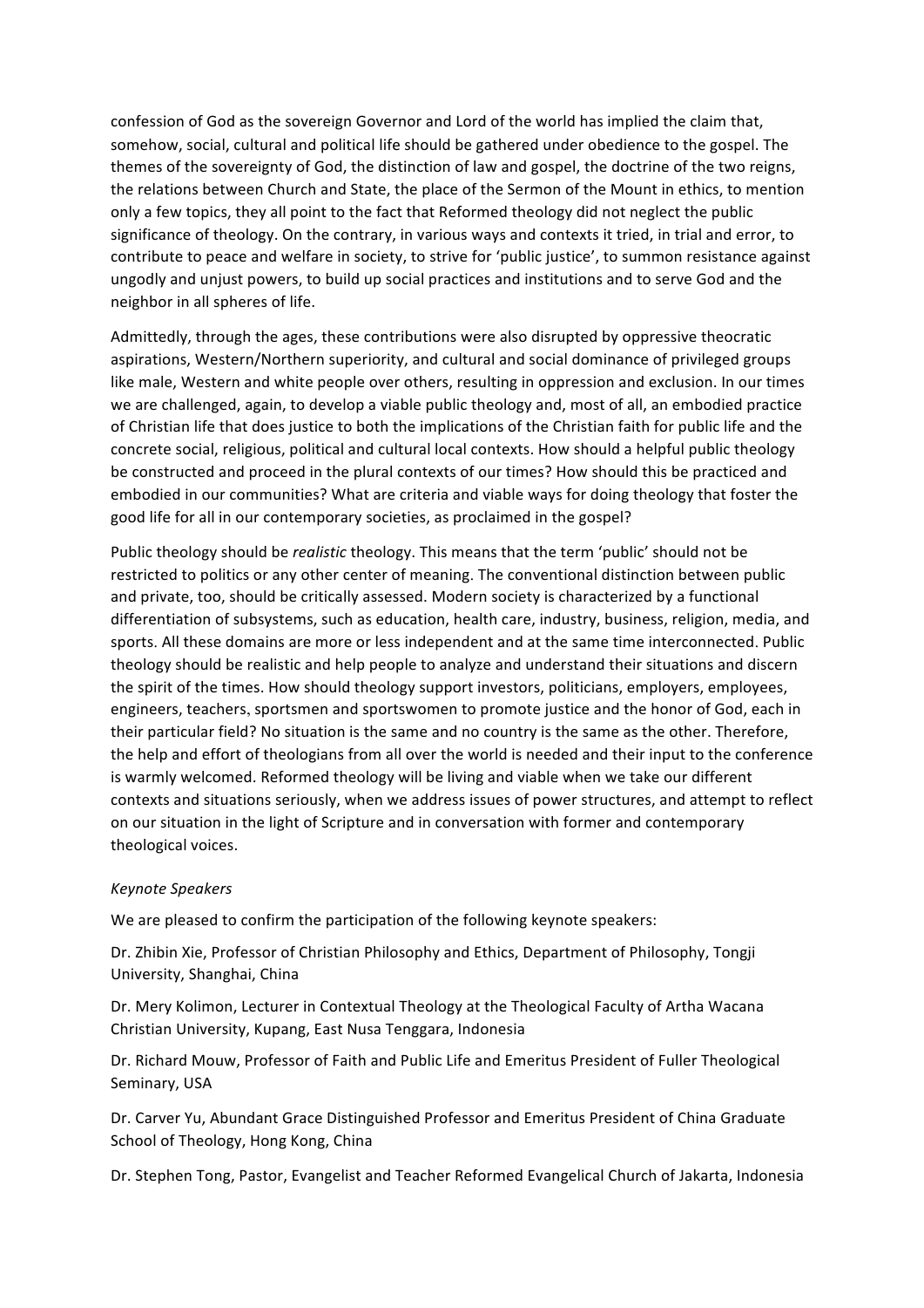confession of God as the sovereign Governor and Lord of the world has implied the claim that, somehow, social, cultural and political life should be gathered under obedience to the gospel. The themes of the sovereignty of God, the distinction of law and gospel, the doctrine of the two reigns, the relations between Church and State, the place of the Sermon of the Mount in ethics, to mention only a few topics, they all point to the fact that Reformed theology did not neglect the public significance of theology. On the contrary, in various ways and contexts it tried, in trial and error, to contribute to peace and welfare in society, to strive for 'public justice', to summon resistance against ungodly and unjust powers, to build up social practices and institutions and to serve God and the neighbor in all spheres of life.

Admittedly, through the ages, these contributions were also disrupted by oppressive theocratic aspirations, Western/Northern superiority, and cultural and social dominance of privileged groups like male, Western and white people over others, resulting in oppression and exclusion. In our times we are challenged, again, to develop a viable public theology and, most of all, an embodied practice of Christian life that does justice to both the implications of the Christian faith for public life and the concrete social, religious, political and cultural local contexts. How should a helpful public theology be constructed and proceed in the plural contexts of our times? How should this be practiced and embodied in our communities? What are criteria and viable ways for doing theology that foster the good life for all in our contemporary societies, as proclaimed in the gospel?

Public theology should be *realistic* theology. This means that the term 'public' should not be restricted to politics or any other center of meaning. The conventional distinction between public and private, too, should be critically assessed. Modern society is characterized by a functional differentiation of subsystems, such as education, health care, industry, business, religion, media, and sports. All these domains are more or less independent and at the same time interconnected. Public theology should be realistic and help people to analyze and understand their situations and discern the spirit of the times. How should theology support investors, politicians, employers, employees, engineers, teachers, sportsmen and sportswomen to promote justice and the honor of God, each in their particular field? No situation is the same and no country is the same as the other. Therefore, the help and effort of theologians from all over the world is needed and their input to the conference is warmly welcomed. Reformed theology will be living and viable when we take our different contexts and situations seriously, when we address issues of power structures, and attempt to reflect on our situation in the light of Scripture and in conversation with former and contemporary theological voices.

*Keynote Speakers*

We are pleased to confirm the participation of the following keynote speakers:

Dr. Zhibin Xie, Professor of Christian Philosophy and Ethics, Department of Philosophy, Tongji University, Shanghai, China

Dr. Mery Kolimon, Lecturer in Contextual Theology at the Theological Faculty of Artha Wacana Christian University, Kupang, East Nusa Tenggara, Indonesia

Dr. Richard Mouw, Professor of Faith and Public Life and Emeritus President of Fuller Theological Seminary, USA

Dr. Carver Yu, Abundant Grace Distinguished Professor and Emeritus President of China Graduate School of Theology, Hong Kong, China

Dr. Stephen Tong, Pastor, Evangelist and Teacher Reformed Evangelical Church of Jakarta, Indonesia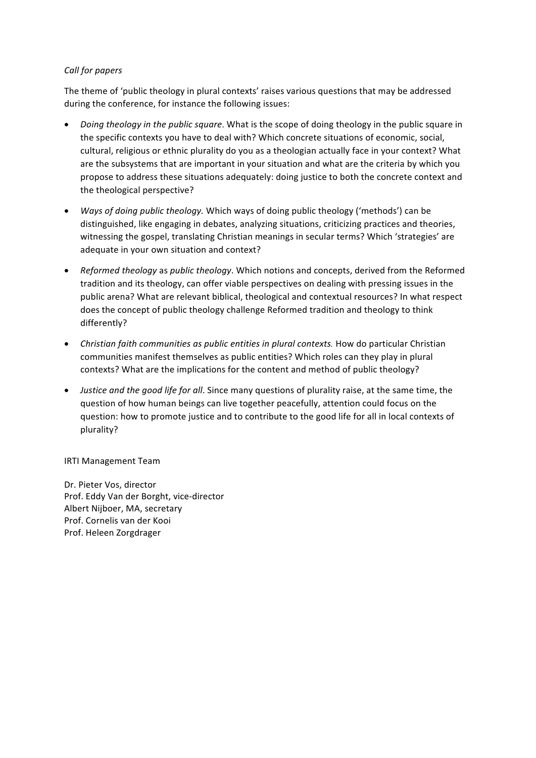*Call for papers*

The theme of 'public theology in plural contexts' raises various questions that may be addressed during the conference, for instance the following issues:

- *Doing theology in the public square*. What is the scope of doing theology in the public square in the specific contexts you have to deal with? Which concrete situations of economic, social, cultural, religious or ethnic plurality do you as a theologian actually face in your context? What are the subsystems that are important in your situation and what are the criteria by which you propose to address these situations adequately: doing justice to both the concrete context and the theological perspective?

- *Ways of doing public theology.* Which ways of doing public theology ('methods') can be distinguished, like engaging in debates, analyzing situations, criticizing practices and theories, witnessing the gospel, translating Christian meanings in secular terms? Which 'strategies' are adequate in your own situation and context?

- *Reformed theology* as *public theology*. Which notions and concepts, derived from the Reformed tradition and its theology, can offer viable perspectives on dealing with pressing issues in the public arena? What are relevant biblical, theological and contextual resources? In what respect does the concept of public theology challenge Reformed tradition and theology to think differently?

- *Christian faith communities as public entities in plural contexts.* How do particular Christian communities manifest themselves as public entities? Which roles can they play in plural contexts? What are the implications for the content and method of public theology?

- *Justice and the good life for all*. Since many questions of plurality raise, at the same time, the question of how human beings can live together peacefully, attention could focus on the question: how to promote justice and to contribute to the good life for all in local contexts of plurality?

IRTI Management Team

Dr. Pieter Vos, director
Prof. Eddy Van der Borght, vice-director
Albert Nijboer, MA, secretary
Prof. Cornelis van der Kooi
Prof. Heleen Zorgdrager